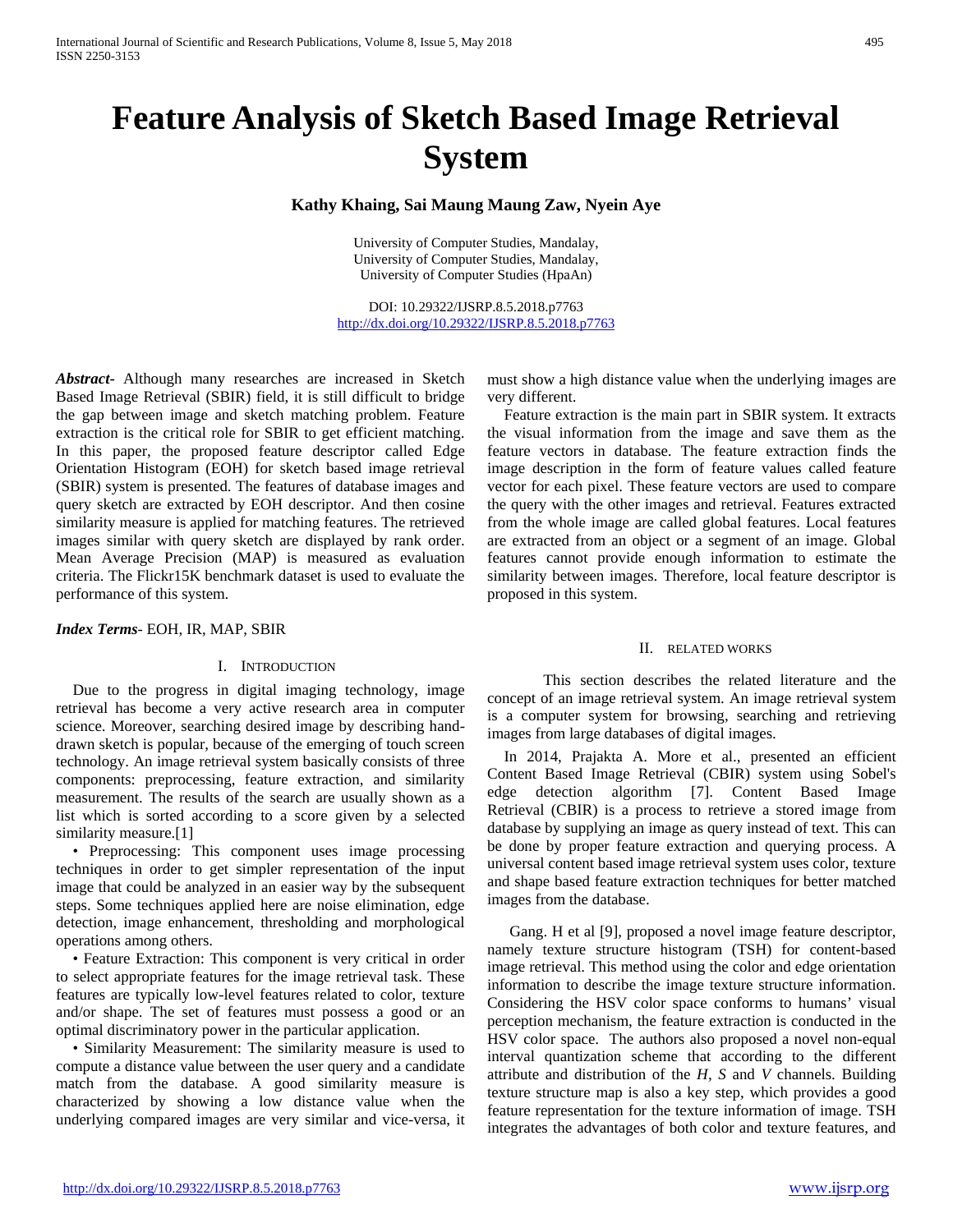# Feature Analysis of Sketch Based Image Retrieval System

**Kathy Khaing, Sai Maung Maung Zaw, Nyein Aye**

University of Computer Studies, Mandalay,
University of Computer Studies, Mandalay,
University of Computer Studies (HpaAn)

DOI: 10.29322/IJSRP.8.5.2018.p7763
http://dx.doi.org/10.29322/IJSRP.8.5.2018.p7763

***Abstract***- Although many researches are increased in Sketch Based Image Retrieval (SBIR) field, it is still difficult to bridge the gap between image and sketch matching problem. Feature extraction is the critical role for SBIR to get efficient matching. In this paper, the proposed feature descriptor called Edge Orientation Histogram (EOH) for sketch based image retrieval (SBIR) system is presented. The features of database images and query sketch are extracted by EOH descriptor. And then cosine similarity measure is applied for matching features. The retrieved images similar with query sketch are displayed by rank order. Mean Average Precision (MAP) is measured as evaluation criteria. The Flickr15K benchmark dataset is used to evaluate the performance of this system.

***Index Terms***- EOH, IR, MAP, SBIR

## I. Introduction

Due to the progress in digital imaging technology, image retrieval has become a very active research area in computer science. Moreover, searching desired image by describing hand-drawn sketch is popular, because of the emerging of touch screen technology. An image retrieval system basically consists of three components: preprocessing, feature extraction, and similarity measurement. The results of the search are usually shown as a list which is sorted according to a score given by a selected similarity measure.[1]

- Preprocessing: This component uses image processing techniques in order to get simpler representation of the input image that could be analyzed in an easier way by the subsequent steps. Some techniques applied here are noise elimination, edge detection, image enhancement, thresholding and morphological operations among others.
- Feature Extraction: This component is very critical in order to select appropriate features for the image retrieval task. These features are typically low-level features related to color, texture and/or shape. The set of features must possess a good or an optimal discriminatory power in the particular application.
- Similarity Measurement: The similarity measure is used to compute a distance value between the user query and a candidate match from the database. A good similarity measure is characterized by showing a low distance value when the underlying compared images are very similar and vice-versa, it must show a high distance value when the underlying images are very different.

Feature extraction is the main part in SBIR system. It extracts the visual information from the image and save them as the feature vectors in database. The feature extraction finds the image description in the form of feature values called feature vector for each pixel. These feature vectors are used to compare the query with the other images and retrieval. Features extracted from the whole image are called global features. Local features are extracted from an object or a segment of an image. Global features cannot provide enough information to estimate the similarity between images. Therefore, local feature descriptor is proposed in this system.

## II. Related Works

This section describes the related literature and the concept of an image retrieval system. An image retrieval system is a computer system for browsing, searching and retrieving images from large databases of digital images.

In 2014, Prajakta A. More et al., presented an efficient Content Based Image Retrieval (CBIR) system using Sobel's edge detection algorithm [7]. Content Based Image Retrieval (CBIR) is a process to retrieve a stored image from database by supplying an image as query instead of text. This can be done by proper feature extraction and querying process. A universal content based image retrieval system uses color, texture and shape based feature extraction techniques for better matched images from the database.

Gang. H et al [9], proposed a novel image feature descriptor, namely texture structure histogram (TSH) for content-based image retrieval. This method using the color and edge orientation information to describe the image texture structure information. Considering the HSV color space conforms to humans' visual perception mechanism, the feature extraction is conducted in the HSV color space. The authors also proposed a novel non-equal interval quantization scheme that according to the different attribute and distribution of the *H*, *S* and *V* channels. Building texture structure map is also a key step, which provides a good feature representation for the texture information of image. TSH integrates the advantages of both color and texture features, and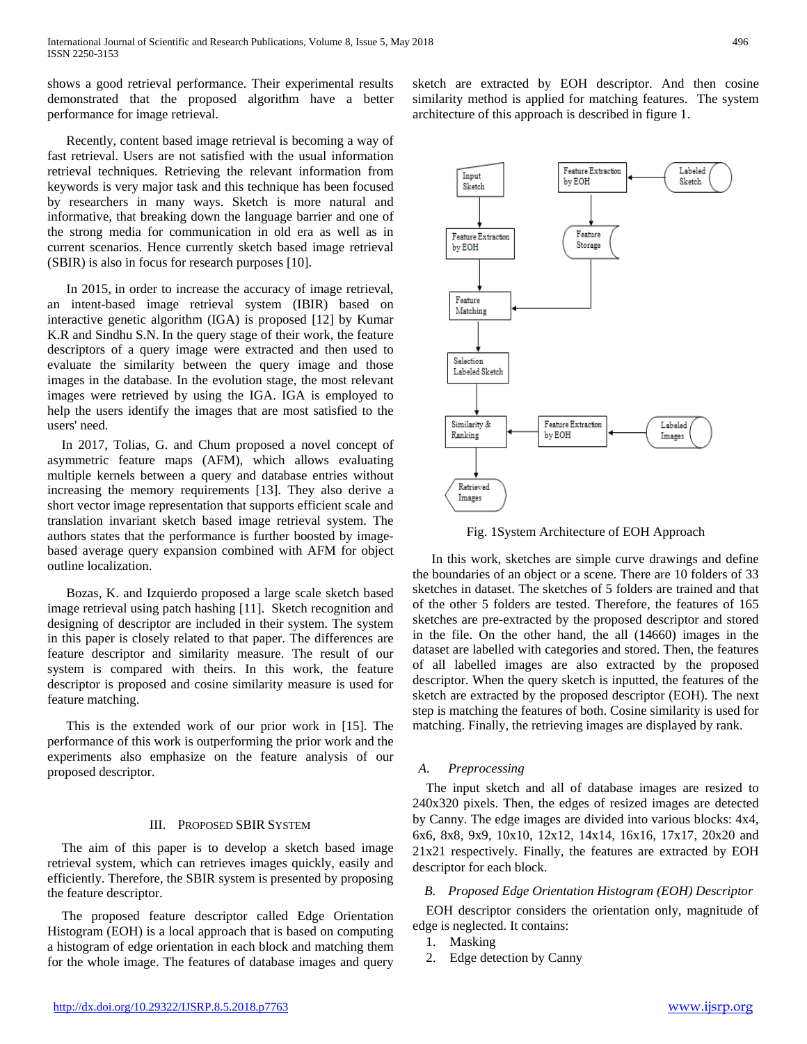shows a good retrieval performance. Their experimental results demonstrated that the proposed algorithm have a better performance for image retrieval.

Recently, content based image retrieval is becoming a way of fast retrieval. Users are not satisfied with the usual information retrieval techniques. Retrieving the relevant information from keywords is very major task and this technique has been focused by researchers in many ways. Sketch is more natural and informative, that breaking down the language barrier and one of the strong media for communication in old era as well as in current scenarios. Hence currently sketch based image retrieval (SBIR) is also in focus for research purposes [10].

In 2015, in order to increase the accuracy of image retrieval, an intent-based image retrieval system (IBIR) based on interactive genetic algorithm (IGA) is proposed [12] by Kumar K.R and Sindhu S.N. In the query stage of their work, the feature descriptors of a query image were extracted and then used to evaluate the similarity between the query image and those images in the database. In the evolution stage, the most relevant images were retrieved by using the IGA. IGA is employed to help the users identify the images that are most satisfied to the users' need.

In 2017, Tolias, G. and Chum proposed a novel concept of asymmetric feature maps (AFM), which allows evaluating multiple kernels between a query and database entries without increasing the memory requirements [13]. They also derive a short vector image representation that supports efficient scale and translation invariant sketch based image retrieval system. The authors states that the performance is further boosted by image-based average query expansion combined with AFM for object outline localization.

Bozas, K. and Izquierdo proposed a large scale sketch based image retrieval using patch hashing [11]. Sketch recognition and designing of descriptor are included in their system. The system in this paper is closely related to that paper. The differences are feature descriptor and similarity measure. The result of our system is compared with theirs. In this work, the feature descriptor is proposed and cosine similarity measure is used for feature matching.

This is the extended work of our prior work in [15]. The performance of this work is outperforming the prior work and the experiments also emphasize on the feature analysis of our proposed descriptor.

## III. Proposed SBIR System

The aim of this paper is to develop a sketch based image retrieval system, which can retrieves images quickly, easily and efficiently. Therefore, the SBIR system is presented by proposing the feature descriptor.

The proposed feature descriptor called Edge Orientation Histogram (EOH) is a local approach that is based on computing a histogram of edge orientation in each block and matching them for the whole image. The features of database images and query sketch are extracted by EOH descriptor. And then cosine similarity method is applied for matching features. The system architecture of this approach is described in figure 1.

Fig. 1System Architecture of EOH Approach

In this work, sketches are simple curve drawings and define the boundaries of an object or a scene. There are 10 folders of 33 sketches in dataset. The sketches of 5 folders are trained and that of the other 5 folders are tested. Therefore, the features of 165 sketches are pre-extracted by the proposed descriptor and stored in the file. On the other hand, the all (14660) images in the dataset are labelled with categories and stored. Then, the features of all labelled images are also extracted by the proposed descriptor. When the query sketch is inputted, the features of the sketch are extracted by the proposed descriptor (EOH). The next step is matching the features of both. Cosine similarity is used for matching. Finally, the retrieving images are displayed by rank.

### *A. Preprocessing*

The input sketch and all of database images are resized to 240x320 pixels. Then, the edges of resized images are detected by Canny. The edge images are divided into various blocks: 4x4, 6x6, 8x8, 9x9, 10x10, 12x12, 14x14, 16x16, 17x17, 20x20 and 21x21 respectively. Finally, the features are extracted by EOH descriptor for each block.

### *B. Proposed Edge Orientation Histogram (EOH) Descriptor*

EOH descriptor considers the orientation only, magnitude of edge is neglected. It contains:

1. Masking
2. Edge detection by Canny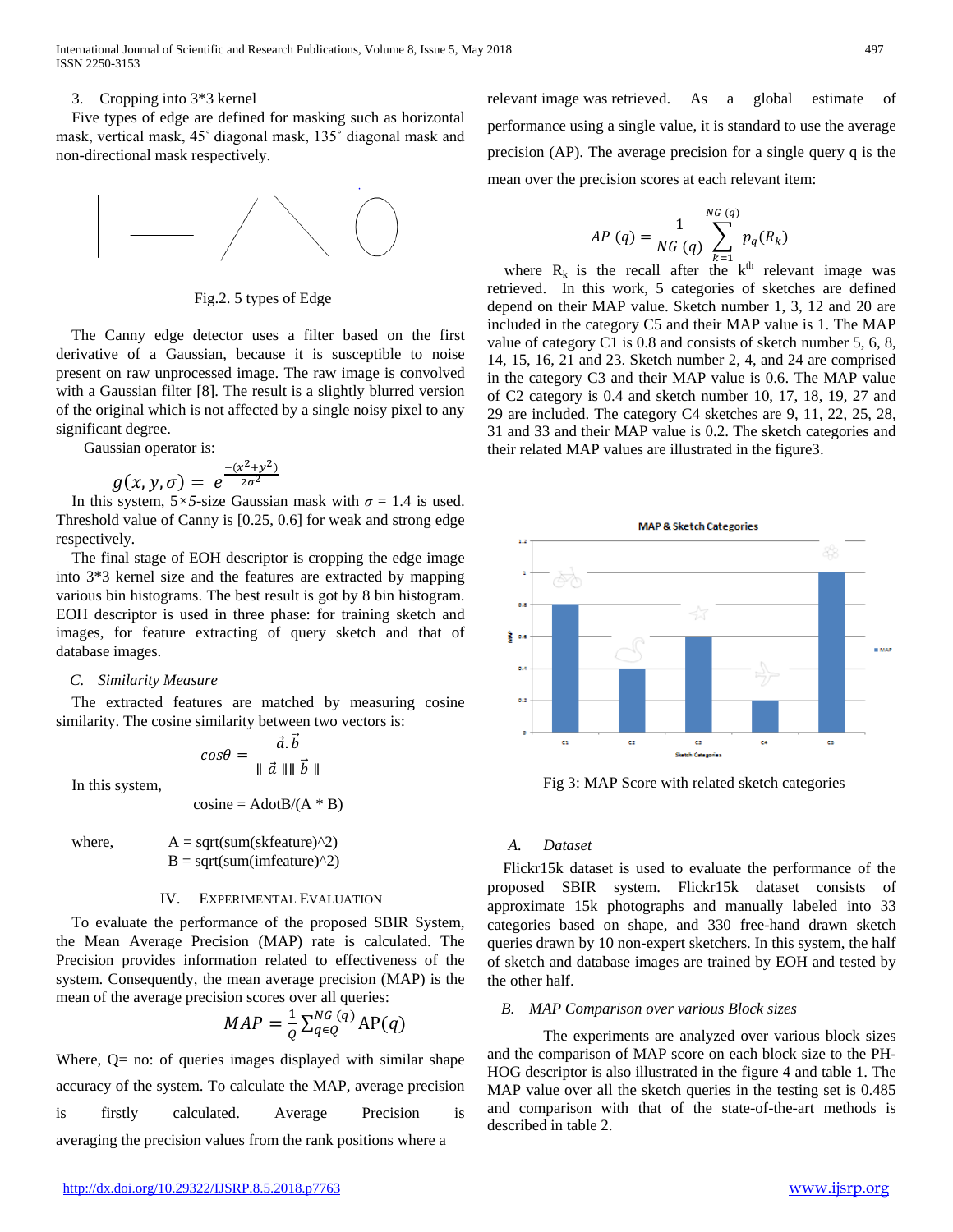3. Cropping into 3*3 kernel

Five types of edge are defined for masking such as horizontal mask, vertical mask, 45˚ diagonal mask, 135˚ diagonal mask and non-directional mask respectively.

Fig.2. 5 types of Edge

The Canny edge detector uses a filter based on the first derivative of a Gaussian, because it is susceptible to noise present on raw unprocessed image. The raw image is convolved with a Gaussian filter [8]. The result is a slightly blurred version of the original which is not affected by a single noisy pixel to any significant degree.

Gaussian operator is:

$$g(x, y, \sigma) = e^{\frac{-(x^2+y^2)}{2\sigma^2}}$$

In this system, 5×5-size Gaussian mask with $\sigma$ = 1.4 is used. Threshold value of Canny is [0.25, 0.6] for weak and strong edge respectively.

The final stage of EOH descriptor is cropping the edge image into 3*3 kernel size and the features are extracted by mapping various bin histograms. The best result is got by 8 bin histogram. EOH descriptor is used in three phase: for training sketch and images, for feature extracting of query sketch and that of database images.

### C. Similarity Measure

The extracted features are matched by measuring cosine similarity. The cosine similarity between two vectors is:

$$cos\theta = \frac{\vec{a}.\vec{b}}{\| \vec{a} \| \| \vec{b} \|}$$

In this system,

cosine = AdotB/(A * B)

where, A = sqrt(sum(skfeature)^2)
B = sqrt(sum(imfeature)^2)

## IV. Experimental Evaluation

To evaluate the performance of the proposed SBIR System, the Mean Average Precision (MAP) rate is calculated. The Precision provides information related to effectiveness of the system. Consequently, the mean average precision (MAP) is the mean of the average precision scores over all queries:

$$MAP = \frac{1}{Q} \sum_{q \in Q}^{NG\,(q)} \mathrm{AP}(q)$$

Where, Q= no: of queries images displayed with similar shape accuracy of the system. To calculate the MAP, average precision is firstly calculated. Average Precision is averaging the precision values from the rank positions where a relevant image was retrieved. As a global estimate of performance using a single value, it is standard to use the average precision (AP). The average precision for a single query q is the mean over the precision scores at each relevant item:

$$AP\ (q) = \frac{1}{NG\ (q)} \sum_{k=1}^{NG\ (q)} p_q(R_k)$$

where $R_k$ is the recall after the $k^{th}$ relevant image was retrieved. In this work, 5 categories of sketches are defined depend on their MAP value. Sketch number 1, 3, 12 and 20 are included in the category C5 and their MAP value is 1. The MAP value of category C1 is 0.8 and consists of sketch number 5, 6, 8, 14, 15, 16, 21 and 23. Sketch number 2, 4, and 24 are comprised in the category C3 and their MAP value is 0.6. The MAP value of C2 category is 0.4 and sketch number 10, 17, 18, 19, 27 and 29 are included. The category C4 sketches are 9, 11, 22, 25, 28, 31 and 33 and their MAP value is 0.2. The sketch categories and their related MAP values are illustrated in the figure3.

Fig 3: MAP Score with related sketch categories

### A. Dataset

Flickr15k dataset is used to evaluate the performance of the proposed SBIR system. Flickr15k dataset consists of approximate 15k photographs and manually labeled into 33 categories based on shape, and 330 free-hand drawn sketch queries drawn by 10 non-expert sketchers. In this system, the half of sketch and database images are trained by EOH and tested by the other half.

### B. MAP Comparison over various Block sizes

The experiments are analyzed over various block sizes and the comparison of MAP score on each block size to the PH-HOG descriptor is also illustrated in the figure 4 and table 1. The MAP value over all the sketch queries in the testing set is 0.485 and comparison with that of the state-of-the-art methods is described in table 2.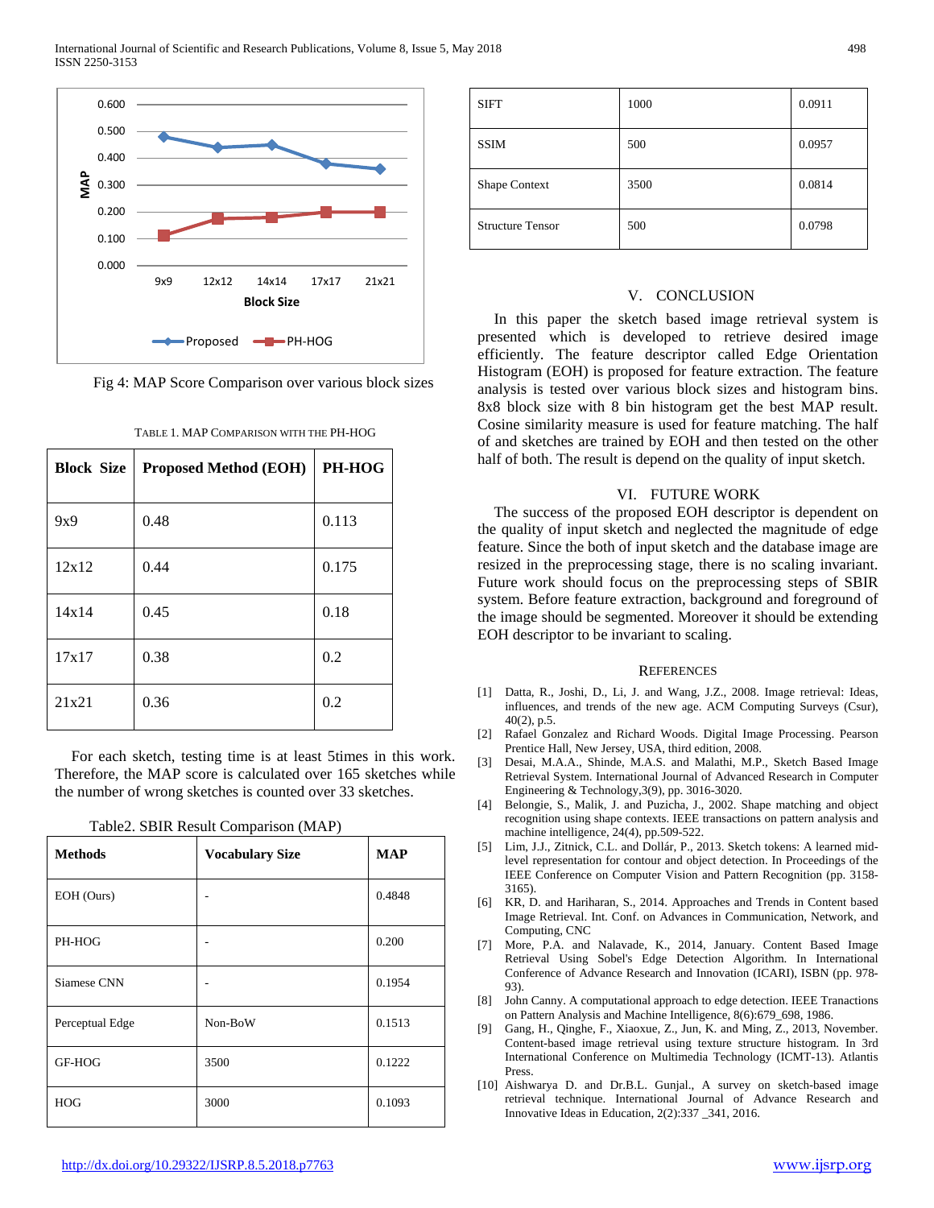Fig 4: MAP Score Comparison over various block sizes

TABLE 1. MAP COMPARISON WITH THE PH-HOG

| Block Size | Proposed Method (EOH) | PH-HOG |
|---|---|---|
| 9x9 | 0.48 | 0.113 |
| 12x12 | 0.44 | 0.175 |
| 14x14 | 0.45 | 0.18 |
| 17x17 | 0.38 | 0.2 |
| 21x21 | 0.36 | 0.2 |

For each sketch, testing time is at least 5times in this work. Therefore, the MAP score is calculated over 165 sketches while the number of wrong sketches is counted over 33 sketches.

Table2. SBIR Result Comparison (MAP)

| Methods | Vocabulary Size | MAP |
|---|---|---|
| EOH (Ours) | - | 0.4848 |
| PH-HOG | - | 0.200 |
| Siamese CNN | - | 0.1954 |
| Perceptual Edge | Non-BoW | 0.1513 |
| GF-HOG | 3500 | 0.1222 |
| HOG | 3000 | 0.1093 |
| SIFT | 1000 | 0.0911 |
| SSIM | 500 | 0.0957 |
| Shape Context | 3500 | 0.0814 |
| Structure Tensor | 500 | 0.0798 |

## V. CONCLUSION

In this paper the sketch based image retrieval system is presented which is developed to retrieve desired image efficiently. The feature descriptor called Edge Orientation Histogram (EOH) is proposed for feature extraction. The feature analysis is tested over various block sizes and histogram bins. 8x8 block size with 8 bin histogram get the best MAP result. Cosine similarity measure is used for feature matching. The half of and sketches are trained by EOH and then tested on the other half of both. The result is depend on the quality of input sketch.

## VI. FUTURE WORK

The success of the proposed EOH descriptor is dependent on the quality of input sketch and neglected the magnitude of edge feature. Since the both of input sketch and the database image are resized in the preprocessing stage, there is no scaling invariant. Future work should focus on the preprocessing steps of SBIR system. Before feature extraction, background and foreground of the image should be segmented. Moreover it should be extending EOH descriptor to be invariant to scaling.

## REFERENCES

[1] Datta, R., Joshi, D., Li, J. and Wang, J.Z., 2008. Image retrieval: Ideas, influences, and trends of the new age. ACM Computing Surveys (Csur), 40(2), p.5.

[2] Rafael Gonzalez and Richard Woods. Digital Image Processing. Pearson Prentice Hall, New Jersey, USA, third edition, 2008.

[3] Desai, M.A.A., Shinde, M.A.S. and Malathi, M.P., Sketch Based Image Retrieval System. International Journal of Advanced Research in Computer Engineering & Technology,3(9), pp. 3016-3020.

[4] Belongie, S., Malik, J. and Puzicha, J., 2002. Shape matching and object recognition using shape contexts. IEEE transactions on pattern analysis and machine intelligence, 24(4), pp.509-522.

[5] Lim, J.J., Zitnick, C.L. and Dollár, P., 2013. Sketch tokens: A learned mid-level representation for contour and object detection. In Proceedings of the IEEE Conference on Computer Vision and Pattern Recognition (pp. 3158-3165).

[6] KR, D. and Hariharan, S., 2014. Approaches and Trends in Content based Image Retrieval. Int. Conf. on Advances in Communication, Network, and Computing, CNC

[7] More, P.A. and Nalavade, K., 2014, January. Content Based Image Retrieval Using Sobel's Edge Detection Algorithm. In International Conference of Advance Research and Innovation (ICARI), ISBN (pp. 978-93).

[8] John Canny. A computational approach to edge detection. IEEE Tranactions on Pattern Analysis and Machine Intelligence, 8(6):679_698, 1986.

[9] Gang, H., Qinghe, F., Xiaoxue, Z., Jun, K. and Ming, Z., 2013, November. Content-based image retrieval using texture structure histogram. In 3rd International Conference on Multimedia Technology (ICMT-13). Atlantis Press.

[10] Aishwarya D. and Dr.B.L. Gunjal., A survey on sketch-based image retrieval technique. International Journal of Advance Research and Innovative Ideas in Education, 2(2):337 _341, 2016.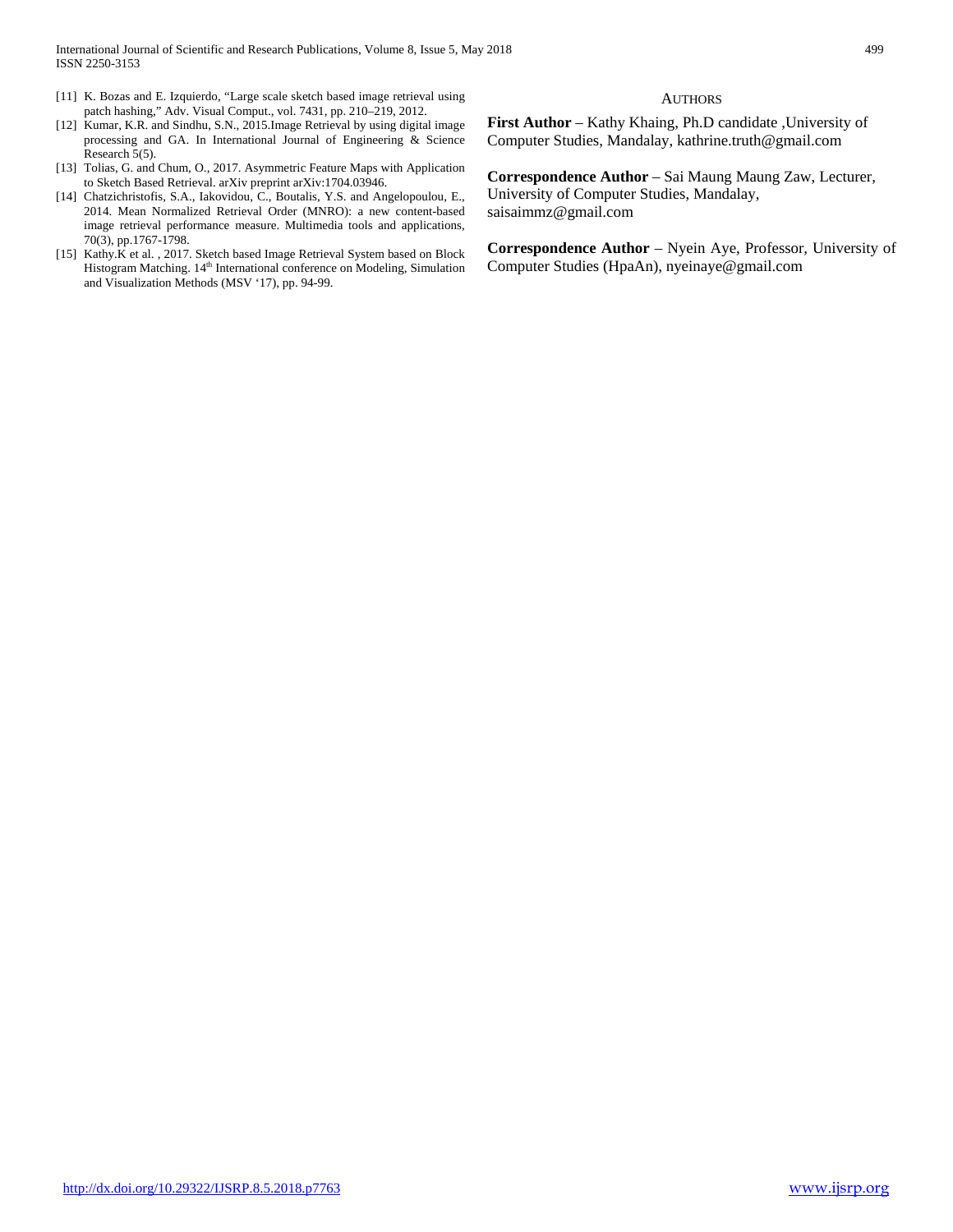[11] K. Bozas and E. Izquierdo, "Large scale sketch based image retrieval using patch hashing," Adv. Visual Comput., vol. 7431, pp. 210–219, 2012.

[12] Kumar, K.R. and Sindhu, S.N., 2015.Image Retrieval by using digital image processing and GA. In International Journal of Engineering & Science Research 5(5).

[13] Tolias, G. and Chum, O., 2017. Asymmetric Feature Maps with Application to Sketch Based Retrieval. arXiv preprint arXiv:1704.03946.

[14] Chatzichristofis, S.A., Iakovidou, C., Boutalis, Y.S. and Angelopoulou, E., 2014. Mean Normalized Retrieval Order (MNRO): a new content-based image retrieval performance measure. Multimedia tools and applications, 70(3), pp.1767-1798.

[15] Kathy.K et al. , 2017. Sketch based Image Retrieval System based on Block Histogram Matching. 14th International conference on Modeling, Simulation and Visualization Methods (MSV '17), pp. 94-99.

## AUTHORS

**First Author** – Kathy Khaing, Ph.D candidate ,University of Computer Studies, Mandalay, kathrine.truth@gmail.com

**Correspondence Author** – Sai Maung Maung Zaw, Lecturer, University of Computer Studies, Mandalay, saisaimmz@gmail.com

**Correspondence Author** – Nyein Aye, Professor, University of Computer Studies (HpaAn), nyeinaye@gmail.com

http://dx.doi.org/10.29322/IJSRP.8.5.2018.p7763 www.ijsrp.org